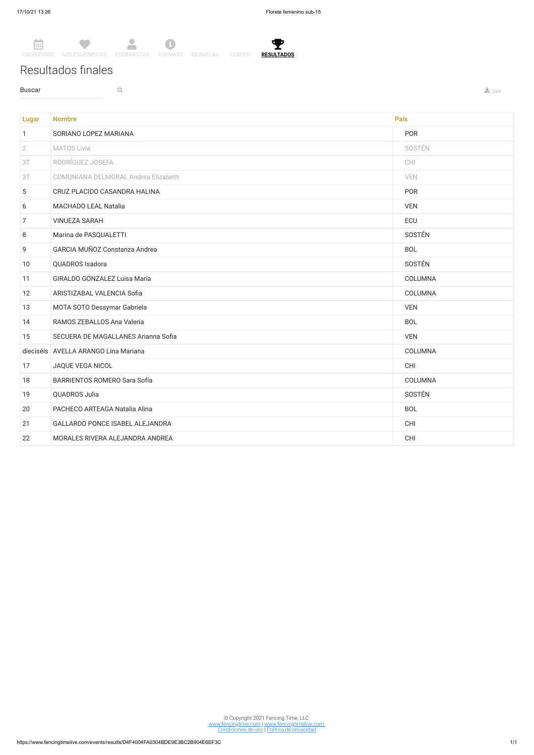CALENDARIO MIS ESGRIMISTAS ESGRIMISTAS FORMATO QUINIELAS CUADRO **RESULTADOS**

# Resultados finales

Buscar

csv

| Lugar | Nombre | País |
|---|---|---|
| 1 | SORIANO LOPEZ MARIANA | POR |
| 2 | MATOS Livia | SOSTÉN |
| 3T | RODRÍGUEZ JOSEFA | CHI |
| 3T | COMUNIANA DELMORAL Andrea Elizabeth | VEN |
| 5 | CRUZ PLACIDO CASANDRA HALINA | POR |
| 6 | MACHADO LEAL Natalia | VEN |
| 7 | VINUEZA SARAH | ECU |
| 8 | Marina de PASQUALETTI | SOSTÉN |
| 9 | GARCIA MUÑOZ Constanza Andrea | BOL |
| 10 | QUADROS Isadora | SOSTÉN |
| 11 | GIRALDO GONZALEZ Luisa Maria | COLUMNA |
| 12 | ARISTIZABAL VALENCIA Sofia | COLUMNA |
| 13 | MOTA SOTO Dessymar Gabriela | VEN |
| 14 | RAMOS ZEBALLOS Ana Valeria | BOL |
| 15 | SECUERA DE MAGALLANES Arianna Sofia | VEN |
| dieciséis | AVELLA ARANGO Lina Mariana | COLUMNA |
| 17 | JAQUE VEGA NICOL | CHI |
| 18 | BARRIENTOS ROMERO Sara Sofía | COLUMNA |
| 19 | QUADROS Julia | SOSTÉN |
| 20 | PACHECO ARTEAGA Natalia Alina | BOL |
| 21 | GALLARDO PONCE ISABEL ALEJANDRA | CHI |
| 22 | MORALES RIVERA ALEJANDRA ANDREA | CHI |

© Copyright 2021 Fencing Time, LLC
www.fencingtime.com | www.fencingtimelive.com
Condiciones de uso | Política de privacidad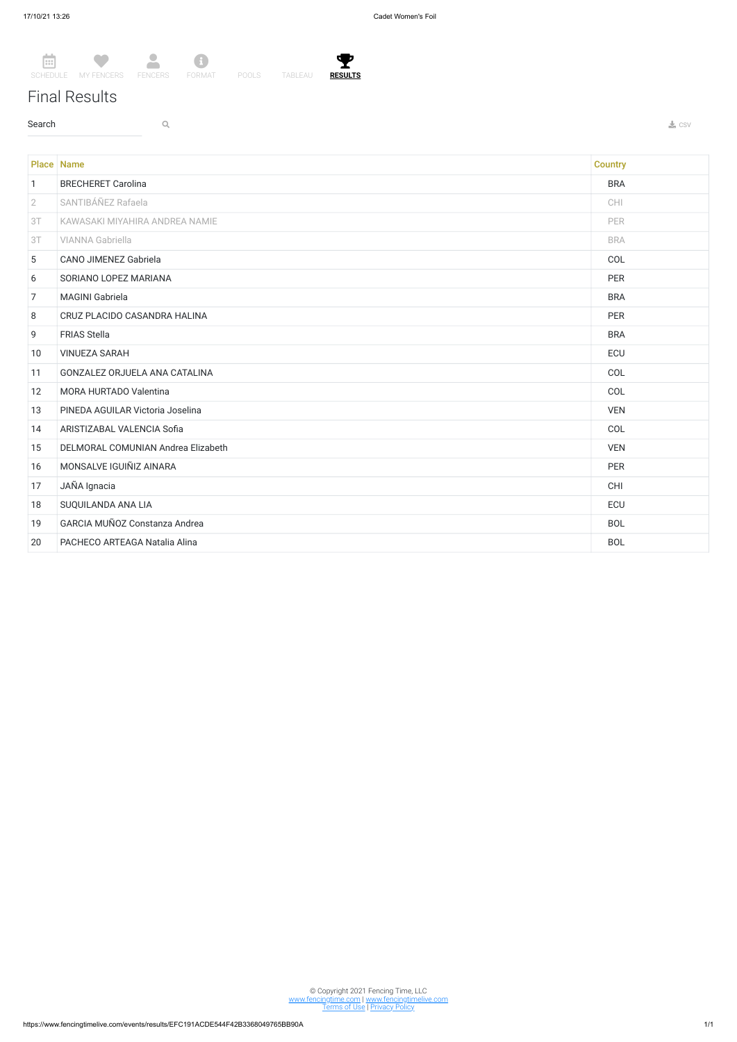SCHEDULE MY FENCERS FENCERS FORMAT POOLS TABLEAU **RESULTS**

# Final Results

Search

CSV

| Place | Name | Country |
|---|---|---|
| 1 | BRECHERET Carolina | BRA |
| 2 | SANTIBÁÑEZ Rafaela | CHI |
| 3T | KAWASAKI MIYAHIRA ANDREA NAMIE | PER |
| 3T | VIANNA Gabriella | BRA |
| 5 | CANO JIMENEZ Gabriela | COL |
| 6 | SORIANO LOPEZ MARIANA | PER |
| 7 | MAGINI Gabriela | BRA |
| 8 | CRUZ PLACIDO CASANDRA HALINA | PER |
| 9 | FRIAS Stella | BRA |
| 10 | VINUEZA SARAH | ECU |
| 11 | GONZALEZ ORJUELA ANA CATALINA | COL |
| 12 | MORA HURTADO Valentina | COL |
| 13 | PINEDA AGUILAR Victoria Joselina | VEN |
| 14 | ARISTIZABAL VALENCIA Sofia | COL |
| 15 | DELMORAL COMUNIAN Andrea Elizabeth | VEN |
| 16 | MONSALVE IGUIÑIZ AINARA | PER |
| 17 | JAÑA Ignacia | CHI |
| 18 | SUQUILANDA ANA LIA | ECU |
| 19 | GARCIA MUÑOZ Constanza Andrea | BOL |
| 20 | PACHECO ARTEAGA Natalia Alina | BOL |

© Copyright 2021 Fencing Time, LLC
www.fencingtime.com | www.fencingtimelive.com
Terms of Use | Privacy Policy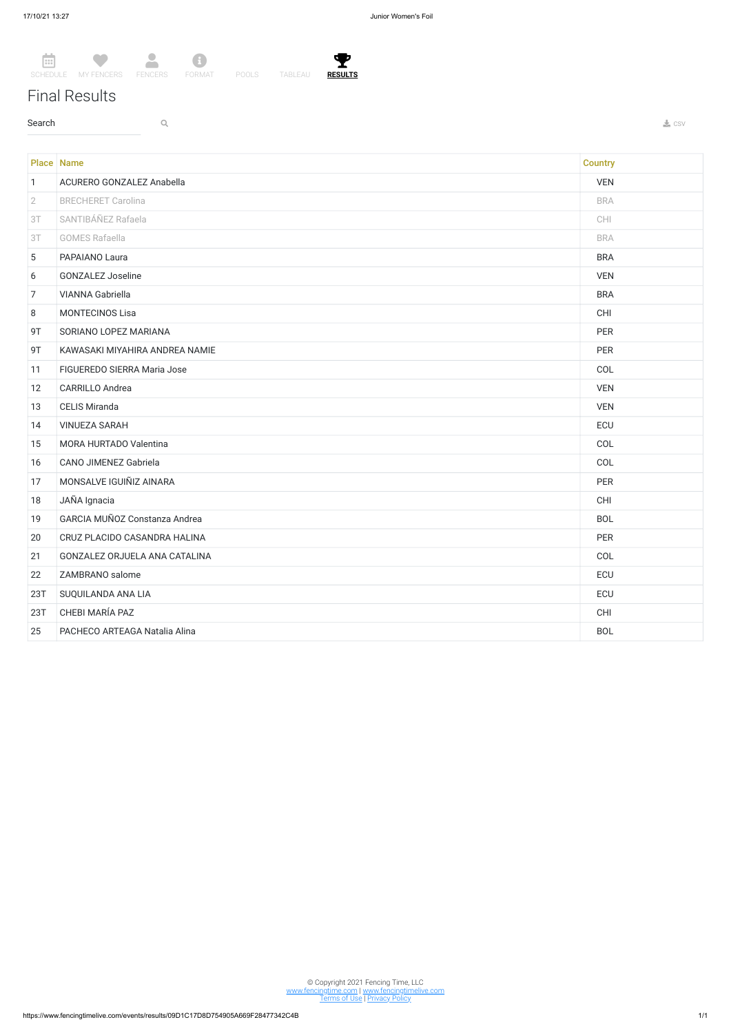SCHEDULE MY FENCERS FENCERS FORMAT POOLS TABLEAU **RESULTS**

# Final Results

Search

CSV

| Place | Name | Country |
|---|---|---|
| 1 | ACURERO GONZALEZ Anabella | VEN |
| 2 | BRECHERET Carolina | BRA |
| 3T | SANTIBÁÑEZ Rafaela | CHI |
| 3T | GOMES Rafaella | BRA |
| 5 | PAPAIANO Laura | BRA |
| 6 | GONZALEZ Joseline | VEN |
| 7 | VIANNA Gabriella | BRA |
| 8 | MONTECINOS Lisa | CHI |
| 9T | SORIANO LOPEZ MARIANA | PER |
| 9T | KAWASAKI MIYAHIRA ANDREA NAMIE | PER |
| 11 | FIGUEREDO SIERRA Maria Jose | COL |
| 12 | CARRILLO Andrea | VEN |
| 13 | CELIS Miranda | VEN |
| 14 | VINUEZA SARAH | ECU |
| 15 | MORA HURTADO Valentina | COL |
| 16 | CANO JIMENEZ Gabriela | COL |
| 17 | MONSALVE IGUIÑIZ AINARA | PER |
| 18 | JAÑA Ignacia | CHI |
| 19 | GARCIA MUÑOZ Constanza Andrea | BOL |
| 20 | CRUZ PLACIDO CASANDRA HALINA | PER |
| 21 | GONZALEZ ORJUELA ANA CATALINA | COL |
| 22 | ZAMBRANO salome | ECU |
| 23T | SUQUILANDA ANA LIA | ECU |
| 23T | CHEBI MARÍA PAZ | CHI |
| 25 | PACHECO ARTEAGA Natalia Alina | BOL |

© Copyright 2021 Fencing Time, LLC
www.fencingtime.com | www.fencingtimelive.com
Terms of Use | Privacy Policy